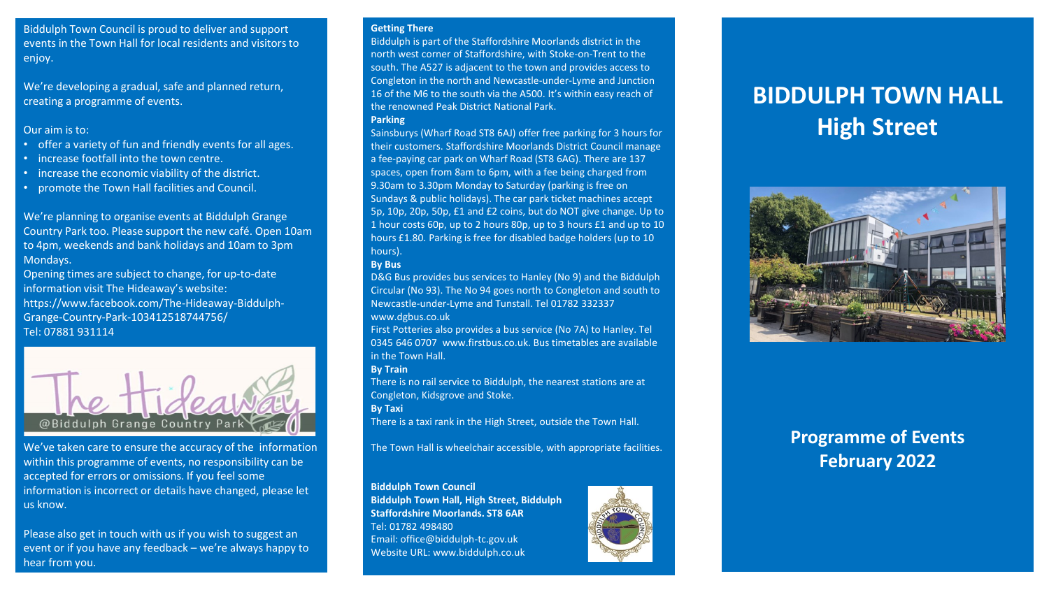Biddulph Town Council is proud to deliver and support events in the Town Hall for local residents and visitors to enjoy.

We're developing a gradual, safe and planned return, creating a programme of events.

Our aim is to:

- offer a variety of fun and friendly events for all ages.
- increase footfall into the town centre.
- increase the economic viability of the district.
- promote the Town Hall facilities and Council.

We're planning to organise events at Biddulph Grange Country Park too. Please support the new café. Open 10am to 4pm, weekends and bank holidays and 10am to 3pm Mondays.

Opening times are subject to change, for up-to-date information visit The Hideaway's website: https://www.facebook.com/The-Hideaway-Biddulph-Grange-Country-Park-103412518744756/

Tel: 07881 931114

The Hideaway @Biddulph Grange Country Park

We've taken care to ensure the accuracy of the information within this programme of events, no responsibility can be accepted for errors or omissions. If you feel some information is incorrect or details have changed, please let us know.

Please also get in touch with us if you wish to suggest an event or if you have any feedback – we're always happy to hear from you.

**Getting There**

Biddulph is part of the Staffordshire Moorlands district in the north west corner of Staffordshire, with Stoke-on-Trent to the south. The A527 is adjacent to the town and provides access to Congleton in the north and Newcastle-under-Lyme and Junction 16 of the M6 to the south via the A500. It's within easy reach of the renowned Peak District National Park.

**Parking**

Sainsburys (Wharf Road ST8 6AJ) offer free parking for 3 hours for their customers. Staffordshire Moorlands District Council manage a fee-paying car park on Wharf Road (ST8 6AG). There are 137 spaces, open from 8am to 6pm, with a fee being charged from 9.30am to 3.30pm Monday to Saturday (parking is free on Sundays & public holidays). The car park ticket machines accept 5p, 10p, 20p, 50p, £1 and £2 coins, but do NOT give change. Up to 1 hour costs 60p, up to 2 hours 80p, up to 3 hours £1 and up to 10 hours £1.80. Parking is free for disabled badge holders (up to 10 hours).

**By Bus**

D&G Bus provides bus services to Hanley (No 9) and the Biddulph Circular (No 93). The No 94 goes north to Congleton and south to Newcastle-under-Lyme and Tunstall. Tel 01782 332337 www.dgbus.co.uk

First Potteries also provides a bus service (No 7A) to Hanley. Tel 0345 646 0707 www.firstbus.co.uk. Bus timetables are available in the Town Hall.

**By Train**

There is no rail service to Biddulph, the nearest stations are at Congleton, Kidsgrove and Stoke.

**By Taxi**

There is a taxi rank in the High Street, outside the Town Hall.

The Town Hall is wheelchair accessible, with appropriate facilities.

**Biddulph Town Council**
**Biddulph Town Hall, High Street, Biddulph**
**Staffordshire Moorlands. ST8 6AR**
Tel: 01782 498480
Email: office@biddulph-tc.gov.uk
Website URL: www.biddulph.co.uk

# BIDDULPH TOWN HALL High Street

## Programme of Events February 2022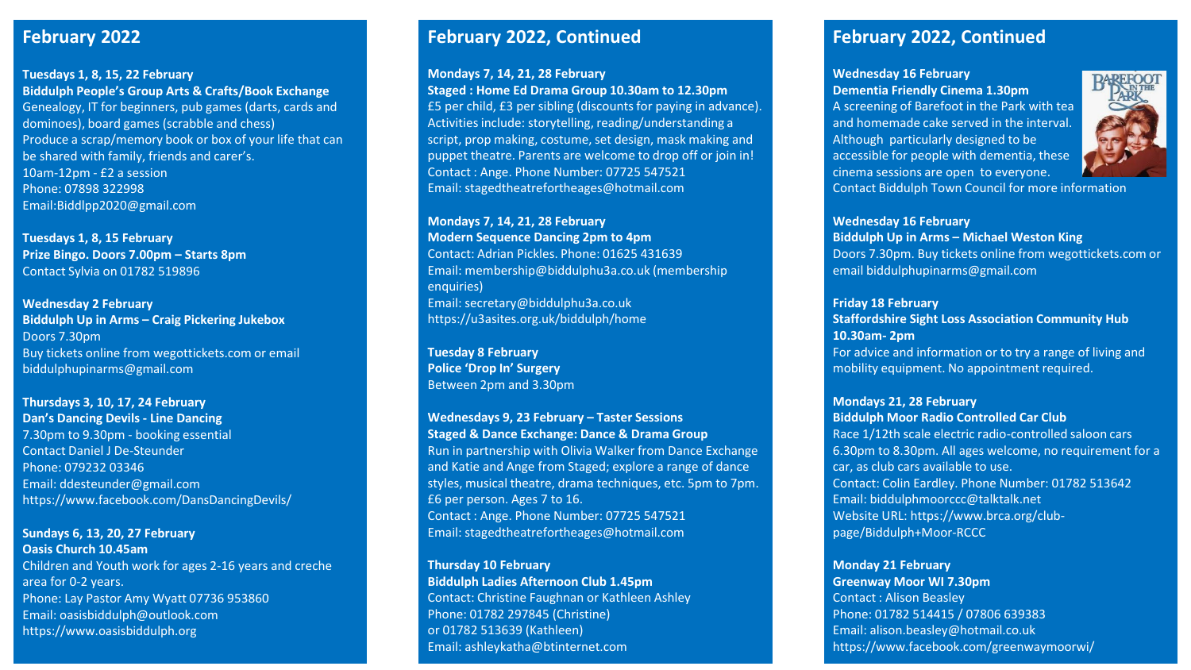## February 2022

**Tuesdays 1, 8, 15, 22 February**
**Biddulph People's Group Arts & Crafts/Book Exchange**
Genealogy, IT for beginners, pub games (darts, cards and dominoes), board games (scrabble and chess)
Produce a scrap/memory book or box of your life that can be shared with family, friends and carer's.
10am-12pm - £2 a session
Phone: 07898 322998
Email:Biddlpp2020@gmail.com

**Tuesdays 1, 8, 15 February**
**Prize Bingo. Doors 7.00pm – Starts 8pm**
Contact Sylvia on 01782 519896

**Wednesday 2 February**
**Biddulph Up in Arms – Craig Pickering Jukebox**
Doors 7.30pm
Buy tickets online from wegottickets.com or email biddulphupinarms@gmail.com

**Thursdays 3, 10, 17, 24 February**
**Dan's Dancing Devils - Line Dancing**
7.30pm to 9.30pm - booking essential
Contact Daniel J De-Steunder
Phone: 079232 03346
Email: ddesteunder@gmail.com
https://www.facebook.com/DansDancingDevils/

**Sundays 6, 13, 20, 27 February**
**Oasis Church 10.45am**
Children and Youth work for ages 2-16 years and creche area for 0-2 years.
Phone: Lay Pastor Amy Wyatt 07736 953860
Email: oasisbiddulph@outlook.com
https://www.oasisbiddulph.org

## February 2022, Continued

**Mondays 7, 14, 21, 28 February**
**Staged : Home Ed Drama Group 10.30am to 12.30pm**
£5 per child, £3 per sibling (discounts for paying in advance). Activities include: storytelling, reading/understanding a script, prop making, costume, set design, mask making and puppet theatre. Parents are welcome to drop off or join in!
Contact : Ange. Phone Number: 07725 547521
Email: stagedtheatrefortheages@hotmail.com

**Mondays 7, 14, 21, 28 February**
**Modern Sequence Dancing 2pm to 4pm**
Contact: Adrian Pickles. Phone: 01625 431639
Email: membership@biddulphu3a.co.uk (membership enquiries)
Email: secretary@biddulphu3a.co.uk
https://u3asites.org.uk/biddulph/home

**Tuesday 8 February**
**Police 'Drop In' Surgery**
Between 2pm and 3.30pm

**Wednesdays 9, 23 February – Taster Sessions**
**Staged & Dance Exchange: Dance & Drama Group**
Run in partnership with Olivia Walker from Dance Exchange and Katie and Ange from Staged; explore a range of dance styles, musical theatre, drama techniques, etc. 5pm to 7pm. £6 per person. Ages 7 to 16.
Contact : Ange. Phone Number: 07725 547521
Email: stagedtheatrefortheages@hotmail.com

**Thursday 10 February**
**Biddulph Ladies Afternoon Club 1.45pm**
Contact: Christine Faughnan or Kathleen Ashley
Phone: 01782 297845 (Christine)
or 01782 513639 (Kathleen)
Email: ashleykatha@btinternet.com

## February 2022, Continued

**Wednesday 16 February**
**Dementia Friendly Cinema 1.30pm**
A screening of Barefoot in the Park with tea and homemade cake served in the interval. Although particularly designed to be accessible for people with dementia, these cinema sessions are open to everyone.
Contact Biddulph Town Council for more information

**Wednesday 16 February**
**Biddulph Up in Arms – Michael Weston King**
Doors 7.30pm. Buy tickets online from wegottickets.com or email biddulphupinarms@gmail.com

**Friday 18 February**
**Staffordshire Sight Loss Association Community Hub 10.30am- 2pm**
For advice and information or to try a range of living and mobility equipment. No appointment required.

**Mondays 21, 28 February**
**Biddulph Moor Radio Controlled Car Club**
Race 1/12th scale electric radio-controlled saloon cars 6.30pm to 8.30pm. All ages welcome, no requirement for a car, as club cars available to use.
Contact: Colin Eardley. Phone Number: 01782 513642
Email: biddulphmoorccc@talktalk.net
Website URL: https://www.brca.org/club-page/Biddulph+Moor-RCCC

**Monday 21 February**
**Greenway Moor WI 7.30pm**
Contact : Alison Beasley
Phone: 01782 514415 / 07806 639383
Email: alison.beasley@hotmail.co.uk
https://www.facebook.com/greenwaymoorwi/